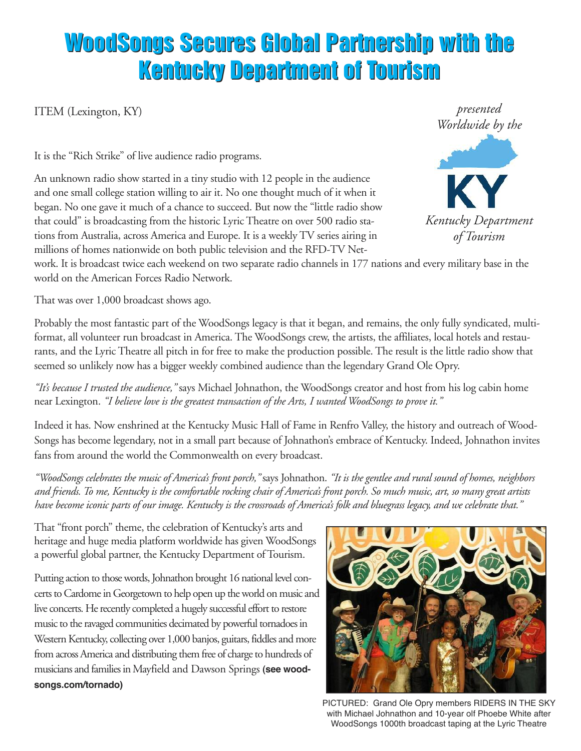# WoodSongs Secures Global Partnership with the Kentucky Department of Tourism

ITEM (Lexington, KY)

*presented Worldwide by the*

KY

*Kentucky Department of Tourism*

It is the "Rich Strike" of live audience radio programs.

An unknown radio show started in a tiny studio with 12 people in the audience and one small college station willing to air it. No one thought much of it when it began. No one gave it much of a chance to succeed. But now the "little radio show that could" is broadcasting from the historic Lyric Theatre on over 500 radio stations from Australia, across America and Europe. It is a weekly TV series airing in millions of homes nationwide on both public television and the RFD-TV Network. It is broadcast twice each weekend on two separate radio channels in 177 nations and every military base in the world on the American Forces Radio Network.

That was over 1,000 broadcast shows ago.

Probably the most fantastic part of the WoodSongs legacy is that it began, and remains, the only fully syndicated, multi-format, all volunteer run broadcast in America. The WoodSongs crew, the artists, the affiliates, local hotels and restaurants, and the Lyric Theatre all pitch in for free to make the production possible. The result is the little radio show that seemed so unlikely now has a bigger weekly combined audience than the legendary Grand Ole Opry.

*"It's because I trusted the audience,"* says Michael Johnathon, the WoodSongs creator and host from his log cabin home near Lexington. *"I believe love is the greatest transaction of the Arts, I wanted WoodSongs to prove it."*

Indeed it has. Now enshrined at the Kentucky Music Hall of Fame in Renfro Valley, the history and outreach of WoodSongs has become legendary, not in a small part because of Johnathon's embrace of Kentucky. Indeed, Johnathon invites fans from around the world the Commonwealth on every broadcast.

*"WoodSongs celebrates the music of America's front porch,"* says Johnathon. *"It is the gentlee and rural sound of homes, neighbors and friends. To me, Kentucky is the comfortable rocking chair of America's front porch. So much music, art, so many great artists have become iconic parts of our image. Kentucky is the crossroads of America's folk and bluegrass legacy, and we celebrate that."*

That "front porch" theme, the celebration of Kentucky's arts and heritage and huge media platform worldwide has given WoodSongs a powerful global partner, the Kentucky Department of Tourism.

Putting action to those words, Johnathon brought 16 national level concerts to Cardome in Georgetown to help open up the world on music and live concerts. He recently completed a hugely successful effort to restore music to the ravaged communities decimated by powerful tornadoes in Western Kentucky, collecting over 1,000 banjos, guitars, fiddles and more from across America and distributing them free of charge to hundreds of musicians and families in Mayfield and Dawson Springs **(see woodsongs.com/tornado)**

PICTURED: Grand Ole Opry members RIDERS IN THE SKY with Michael Johnathon and 10-year olf Phoebe White after WoodSongs 1000th broadcast taping at the Lyric Theatre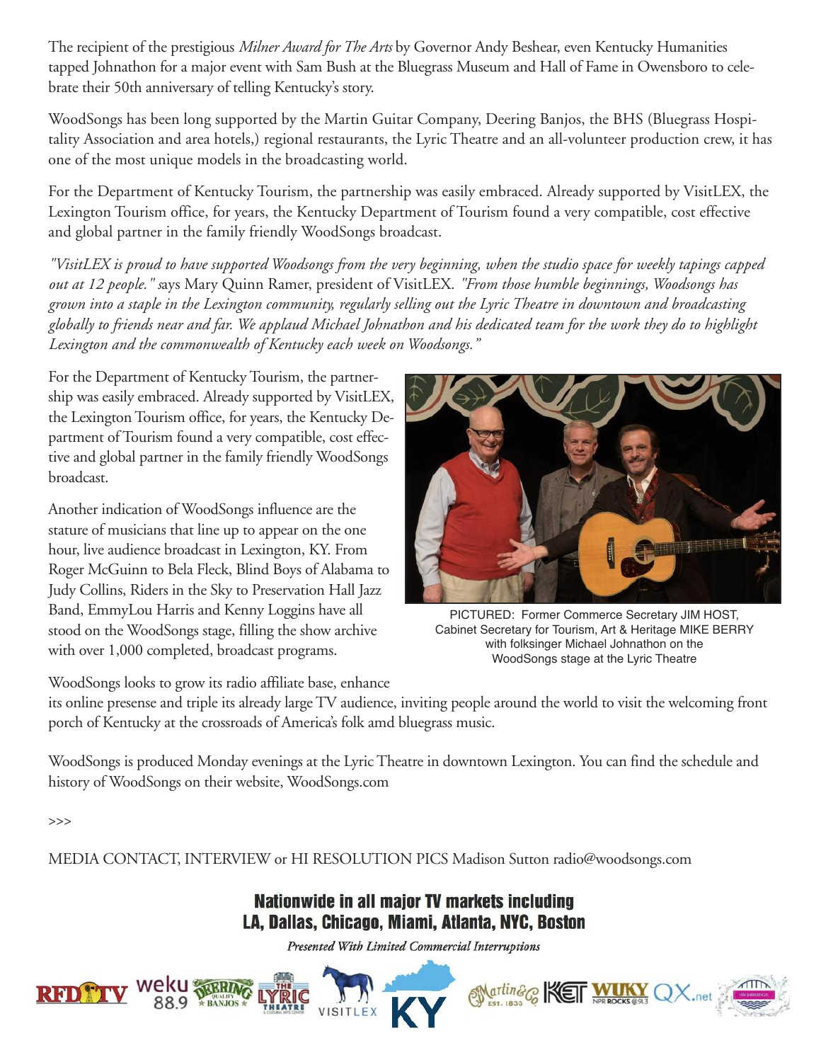The recipient of the prestigious *Milner Award for The Arts* by Governor Andy Beshear, even Kentucky Humanities tapped Johnathon for a major event with Sam Bush at the Bluegrass Museum and Hall of Fame in Owensboro to celebrate their 50th anniversary of telling Kentucky's story.

WoodSongs has been long supported by the Martin Guitar Company, Deering Banjos, the BHS (Bluegrass Hospitality Association and area hotels,) regional restaurants, the Lyric Theatre and an all-volunteer production crew, it has one of the most unique models in the broadcasting world.

For the Department of Kentucky Tourism, the partnership was easily embraced. Already supported by VisitLEX, the Lexington Tourism office, for years, the Kentucky Department of Tourism found a very compatible, cost effective and global partner in the family friendly WoodSongs broadcast.

*"VisitLEX is proud to have supported Woodsongs from the very beginning, when the studio space for weekly tapings capped out at 12 people."* says Mary Quinn Ramer, president of VisitLEX. *"From those humble beginnings, Woodsongs has grown into a staple in the Lexington community, regularly selling out the Lyric Theatre in downtown and broadcasting globally to friends near and far. We applaud Michael Johnathon and his dedicated team for the work they do to highlight Lexington and the commonwealth of Kentucky each week on Woodsongs."*

For the Department of Kentucky Tourism, the partnership was easily embraced. Already supported by VisitLEX, the Lexington Tourism office, for years, the Kentucky Department of Tourism found a very compatible, cost effective and global partner in the family friendly WoodSongs broadcast.

PICTURED: Former Commerce Secretary JIM HOST, Cabinet Secretary for Tourism, Art & Heritage MIKE BERRY with folksinger Michael Johnathon on the WoodSongs stage at the Lyric Theatre

Another indication of WoodSongs influence are the stature of musicians that line up to appear on the one hour, live audience broadcast in Lexington, KY. From Roger McGuinn to Bela Fleck, Blind Boys of Alabama to Judy Collins, Riders in the Sky to Preservation Hall Jazz Band, EmmyLou Harris and Kenny Loggins have all stood on the WoodSongs stage, filling the show archive with over 1,000 completed, broadcast programs.

WoodSongs looks to grow its radio affiliate base, enhance its online presense and triple its already large TV audience, inviting people around the world to visit the welcoming front porch of Kentucky at the crossroads of America's folk amd bluegrass music.

WoodSongs is produced Monday evenings at the Lyric Theatre in downtown Lexington. You can find the schedule and history of WoodSongs on their website, WoodSongs.com

>>>

MEDIA CONTACT, INTERVIEW or HI RESOLUTION PICS Madison Sutton radio@woodsongs.com

**Nationwide in all major TV markets including LA, Dallas, Chicago, Miami, Atlanta, NYC, Boston**

*Presented With Limited Commercial Interruptions*